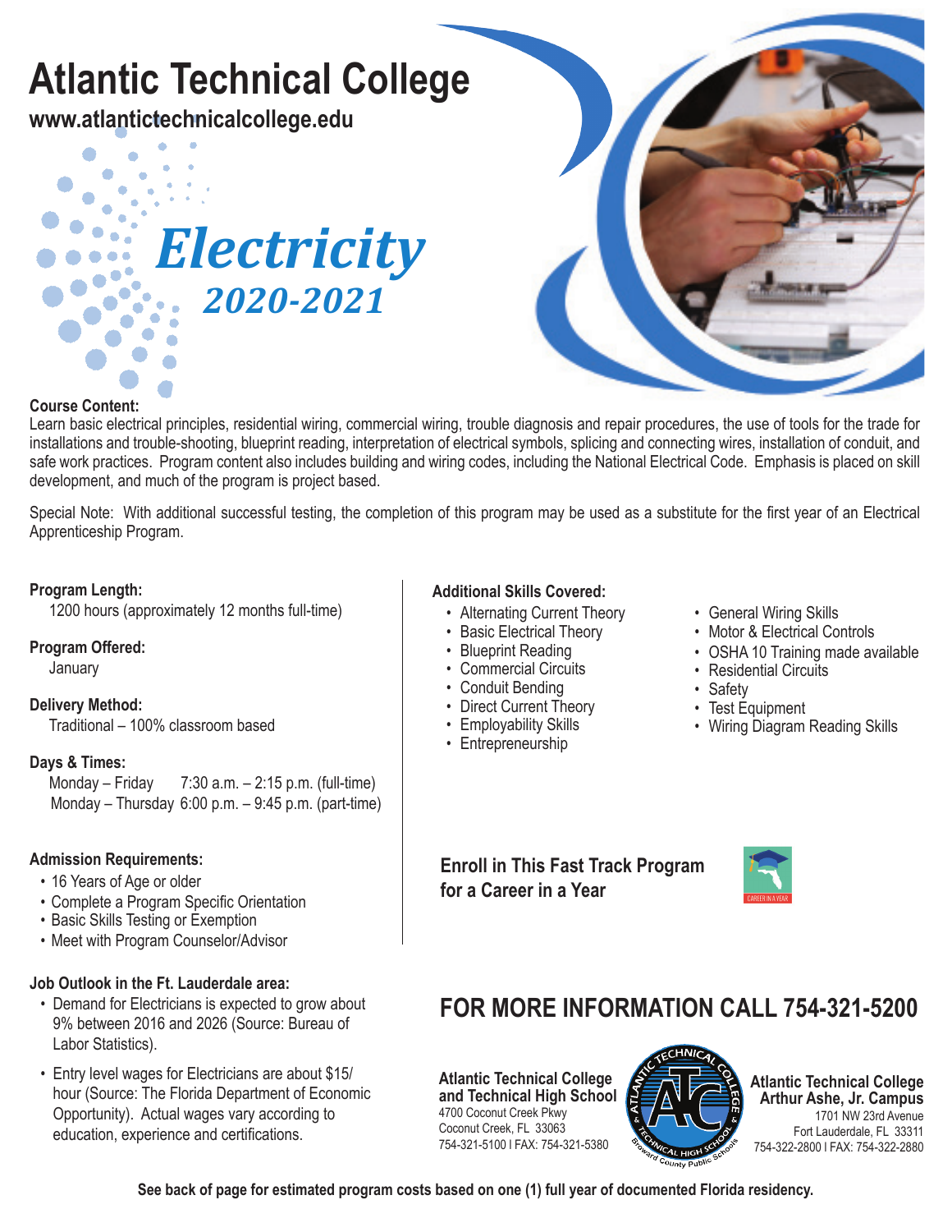# Atlantic Technical College

**www.atlantictechnicalcollege.edu**

## *Electricity*

## *2020-2021*

**Course Content:**
Learn basic electrical principles, residential wiring, commercial wiring, trouble diagnosis and repair procedures, the use of tools for the trade for installations and trouble-shooting, blueprint reading, interpretation of electrical symbols, splicing and connecting wires, installation of conduit, and safe work practices. Program content also includes building and wiring codes, including the National Electrical Code. Emphasis is placed on skill development, and much of the program is project based.

Special Note: With additional successful testing, the completion of this program may be used as a substitute for the first year of an Electrical Apprenticeship Program.

**Program Length:**
1200 hours (approximately 12 months full-time)

**Program Offered:**
January

**Delivery Method:**
Traditional – 100% classroom based

**Days & Times:**
Monday – Friday 7:30 a.m. – 2:15 p.m. (full-time)
Monday – Thursday 6:00 p.m. – 9:45 p.m. (part-time)

**Admission Requirements:**
- 16 Years of Age or older
- Complete a Program Specific Orientation
- Basic Skills Testing or Exemption
- Meet with Program Counselor/Advisor

**Job Outlook in the Ft. Lauderdale area:**
- Demand for Electricians is expected to grow about 9% between 2016 and 2026 (Source: Bureau of Labor Statistics).
- Entry level wages for Electricians are about $15/hour (Source: The Florida Department of Economic Opportunity). Actual wages vary according to education, experience and certifications.

**Additional Skills Covered:**
- Alternating Current Theory
- Basic Electrical Theory
- Blueprint Reading
- Commercial Circuits
- Conduit Bending
- Direct Current Theory
- Employability Skills
- Entrepreneurship
- General Wiring Skills
- Motor & Electrical Controls
- OSHA 10 Training made available
- Residential Circuits
- Safety
- Test Equipment
- Wiring Diagram Reading Skills

**Enroll in This Fast Track Program for a Career in a Year**

CAREER IN A YEAR

## FOR MORE INFORMATION CALL 754-321-5200

**Atlantic Technical College and Technical High School**
4700 Coconut Creek Pkwy
Coconut Creek, FL 33063
754-321-5100 I FAX: 754-321-5380

**Atlantic Technical College Arthur Ashe, Jr. Campus**
1701 NW 23rd Avenue
Fort Lauderdale, FL 33311
754-322-2800 I FAX: 754-322-2880

**See back of page for estimated program costs based on one (1) full year of documented Florida residency.**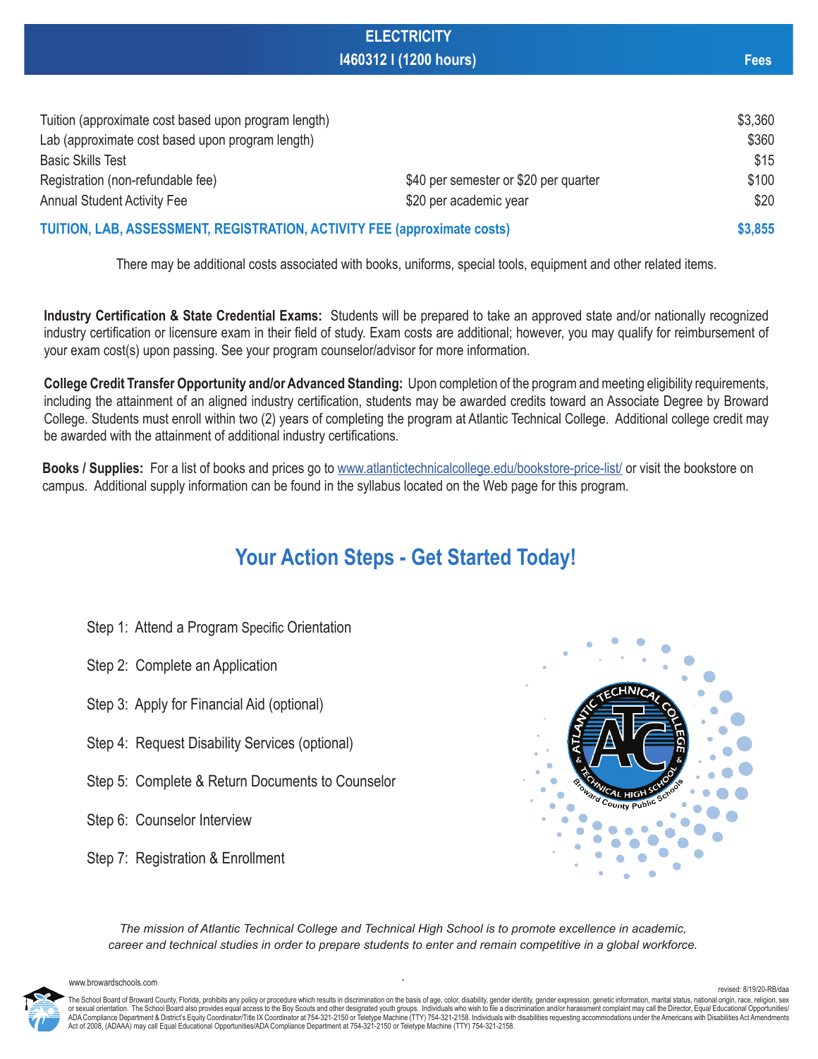# ELECTRICITY

## I460312 I (1200 hours)

| | | Fees |
|---|---|---|
| Tuition (approximate cost based upon program length) | | $3,360 |
| Lab (approximate cost based upon program length) | | $360 |
| Basic Skills Test | | $15 |
| Registration (non-refundable fee) | $40 per semester or $20 per quarter | $100 |
| Annual Student Activity Fee | $20 per academic year | $20 |
| **TUITION, LAB, ASSESSMENT, REGISTRATION, ACTIVITY FEE (approximate costs)** | | **$3,855** |

There may be additional costs associated with books, uniforms, special tools, equipment and other related items.

**Industry Certification & State Credential Exams:** Students will be prepared to take an approved state and/or nationally recognized industry certification or licensure exam in their field of study. Exam costs are additional; however, you may qualify for reimbursement of your exam cost(s) upon passing. See your program counselor/advisor for more information.

**College Credit Transfer Opportunity and/or Advanced Standing:** Upon completion of the program and meeting eligibility requirements, including the attainment of an aligned industry certification, students may be awarded credits toward an Associate Degree by Broward College. Students must enroll within two (2) years of completing the program at Atlantic Technical College. Additional college credit may be awarded with the attainment of additional industry certifications.

**Books / Supplies:** For a list of books and prices go to [www.atlantictechnicalcollege.edu/bookstore-price-list/](http://www.atlantictechnicalcollege.edu/bookstore-price-list/) or visit the bookstore on campus. Additional supply information can be found in the syllabus located on the Web page for this program.

## Your Action Steps - Get Started Today!

Step 1: Attend a Program Specific Orientation

Step 2: Complete an Application

Step 3: Apply for Financial Aid (optional)

Step 4: Request Disability Services (optional)

Step 5: Complete & Return Documents to Counselor

Step 6: Counselor Interview

Step 7: Registration & Enrollment

*The mission of Atlantic Technical College and Technical High School is to promote excellence in academic, career and technical studies in order to prepare students to enter and remain competitive in a global workforce.*

www.browardschools.com

revised: 8/19/20-RB/daa

The School Board of Broward County, Florida, prohibits any policy or procedure which results in discrimination on the basis of age, color, disability, gender identity, gender expression, genetic information, marital status, national origin, race, religion, sex or sexual orientation. The School Board also provides equal access to the Boy Scouts and other designated youth groups. Individuals who wish to file a discrimination and/or harassment complaint may call the Director, Equal Educational Opportunities/ADA Compliance Department & District's Equity Coordinator/Title IX Coordinator at 754-321-2150 or Teletype Machine (TTY) 754-321-2158. Individuals with disabilities requesting accommodations under the Americans with Disabilities Act Amendments Act of 2008, (ADAAA) may call Equal Educational Opportunities/ADA Compliance Department at 754-321-2150 or Teletype Machine (TTY) 754-321-2158.